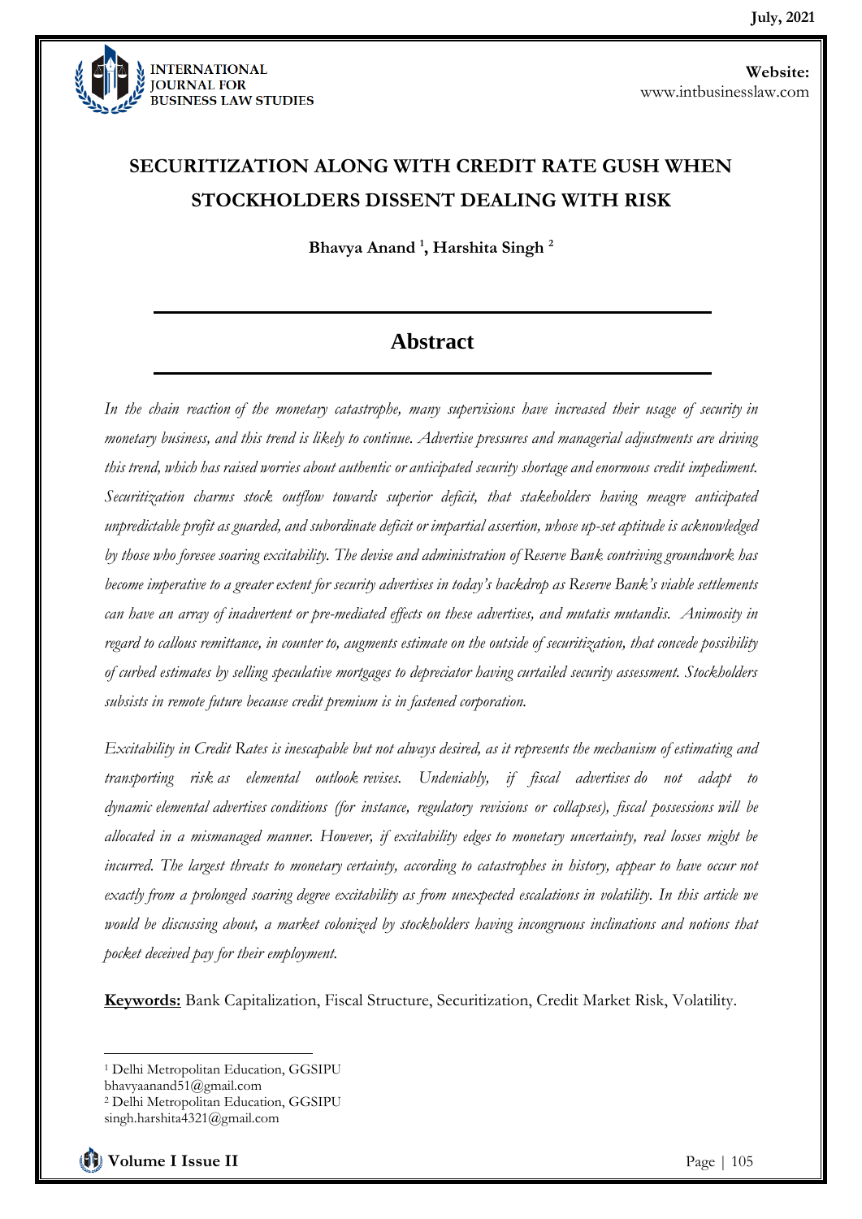# SECURITIZATION ALONG WITH CREDIT RATE GUSH WHEN STOCKHOLDERS DISSENT DEALING WITH RISK

**Bhavya Anand [1], Harshita Singh [2]**

## Abstract

*In the chain reaction of the monetary catastrophe, many supervisions have increased their usage of security in monetary business, and this trend is likely to continue. Advertise pressures and managerial adjustments are driving this trend, which has raised worries about authentic or anticipated security shortage and enormous credit impediment. Securitization charms stock outflow towards superior deficit, that stakeholders having meagre anticipated unpredictable profit as guarded, and subordinate deficit or impartial assertion, whose up-set aptitude is acknowledged by those who foresee soaring excitability. The devise and administration of Reserve Bank contriving groundwork has become imperative to a greater extent for security advertises in today's backdrop as Reserve Bank's viable settlements can have an array of inadvertent or pre-mediated effects on these advertises, and mutatis mutandis. Animosity in regard to callous remittance, in counter to, augments estimate on the outside of securitization, that concede possibility of curbed estimates by selling speculative mortgages to depreciator having curtailed security assessment. Stockholders subsists in remote future because credit premium is in fastened corporation.*

*Excitability in Credit Rates is inescapable but not always desired, as it represents the mechanism of estimating and transporting risk as elemental outlook revises. Undeniably, if fiscal advertises do not adapt to dynamic elemental advertises conditions (for instance, regulatory revisions or collapses), fiscal possessions will be allocated in a mismanaged manner. However, if excitability edges to monetary uncertainty, real losses might be incurred. The largest threats to monetary certainty, according to catastrophes in history, appear to have occur not exactly from a prolonged soaring degree excitability as from unexpected escalations in volatility. In this article we would be discussing about, a market colonized by stockholders having incongruous inclinations and notions that pocket deceived pay for their employment.*

**Keywords:** Bank Capitalization, Fiscal Structure, Securitization, Credit Market Risk, Volatility.

---

[1] Delhi Metropolitan Education, GGSIPU
bhavyaanand51@gmail.com

[2] Delhi Metropolitan Education, GGSIPU
singh.harshita4321@gmail.com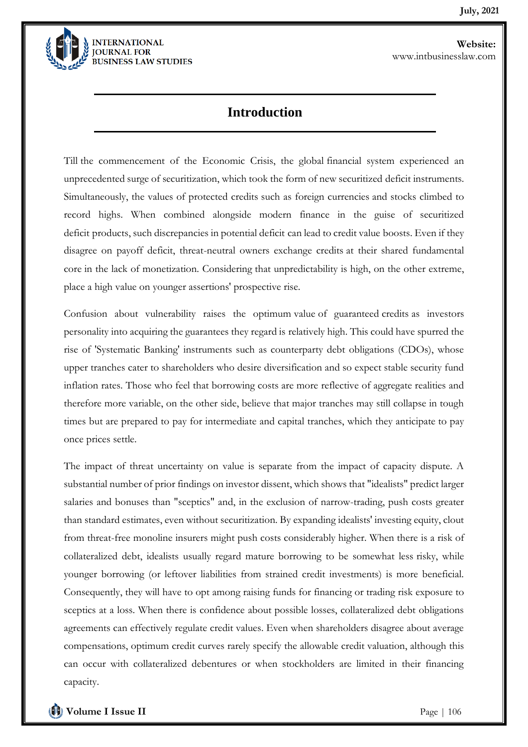# Introduction

Till the commencement of the Economic Crisis, the global financial system experienced an unprecedented surge of securitization, which took the form of new securitized deficit instruments. Simultaneously, the values of protected credits such as foreign currencies and stocks climbed to record highs. When combined alongside modern finance in the guise of securitized deficit products, such discrepancies in potential deficit can lead to credit value boosts. Even if they disagree on payoff deficit, threat-neutral owners exchange credits at their shared fundamental core in the lack of monetization. Considering that unpredictability is high, on the other extreme, place a high value on younger assertions' prospective rise.

Confusion about vulnerability raises the optimum value of guaranteed credits as investors personality into acquiring the guarantees they regard is relatively high. This could have spurred the rise of 'Systematic Banking' instruments such as counterparty debt obligations (CDOs), whose upper tranches cater to shareholders who desire diversification and so expect stable security fund inflation rates. Those who feel that borrowing costs are more reflective of aggregate realities and therefore more variable, on the other side, believe that major tranches may still collapse in tough times but are prepared to pay for intermediate and capital tranches, which they anticipate to pay once prices settle.

The impact of threat uncertainty on value is separate from the impact of capacity dispute. A substantial number of prior findings on investor dissent, which shows that "idealists" predict larger salaries and bonuses than "sceptics" and, in the exclusion of narrow-trading, push costs greater than standard estimates, even without securitization. By expanding idealists' investing equity, clout from threat-free monoline insurers might push costs considerably higher. When there is a risk of collateralized debt, idealists usually regard mature borrowing to be somewhat less risky, while younger borrowing (or leftover liabilities from strained credit investments) is more beneficial. Consequently, they will have to opt among raising funds for financing or trading risk exposure to sceptics at a loss. When there is confidence about possible losses, collateralized debt obligations agreements can effectively regulate credit values. Even when shareholders disagree about average compensations, optimum credit curves rarely specify the allowable credit valuation, although this can occur with collateralized debentures or when stockholders are limited in their financing capacity.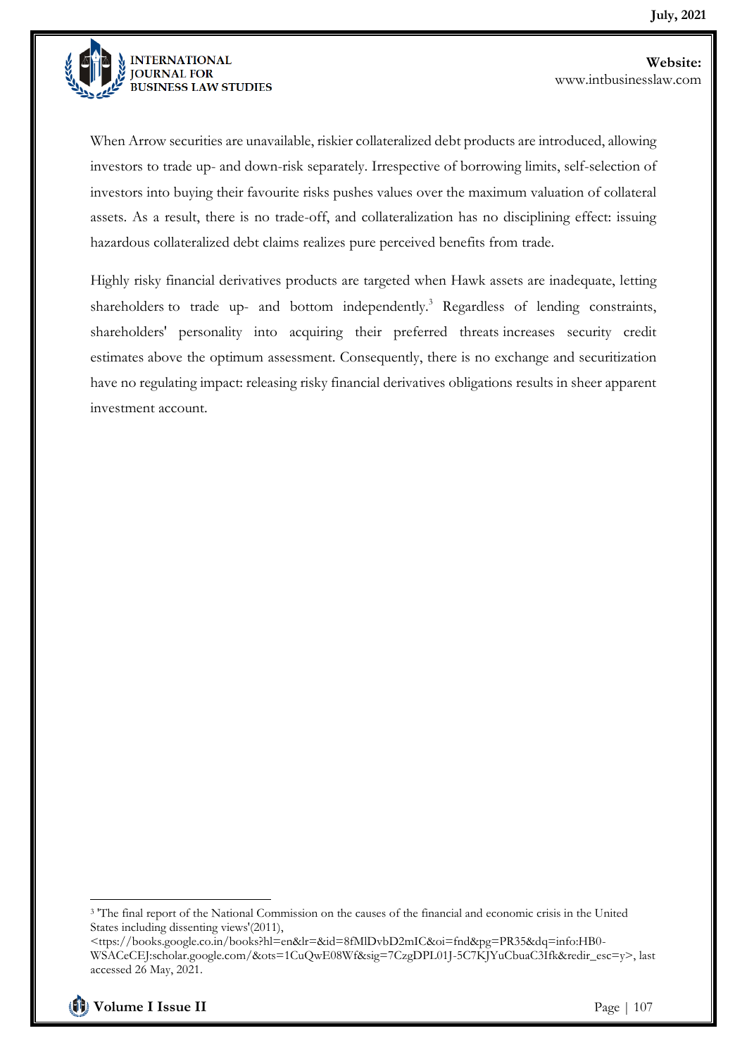When Arrow securities are unavailable, riskier collateralized debt products are introduced, allowing investors to trade up- and down-risk separately. Irrespective of borrowing limits, self-selection of investors into buying their favourite risks pushes values over the maximum valuation of collateral assets. As a result, there is no trade-off, and collateralization has no disciplining effect: issuing hazardous collateralized debt claims realizes pure perceived benefits from trade.

Highly risky financial derivatives products are targeted when Hawk assets are inadequate, letting shareholders to trade up- and bottom independently.[3] Regardless of lending constraints, shareholders' personality into acquiring their preferred threats increases security credit estimates above the optimum assessment. Consequently, there is no exchange and securitization have no regulating impact: releasing risky financial derivatives obligations results in sheer apparent investment account.

---

[3] 'The final report of the National Commission on the causes of the financial and economic crisis in the United States including dissenting views'(2011), <ttps://books.google.co.in/books?hl=en&lr=&id=8fMlDvbD2mIC&oi=fnd&pg=PR35&dq=info:HB0-WSACeCEJ:scholar.google.com/&ots=1CuQwE08Wf&sig=7CzgDPL01J-5C7KJYuCbuaC3Ifk&redir_esc=y>, last accessed 26 May, 2021.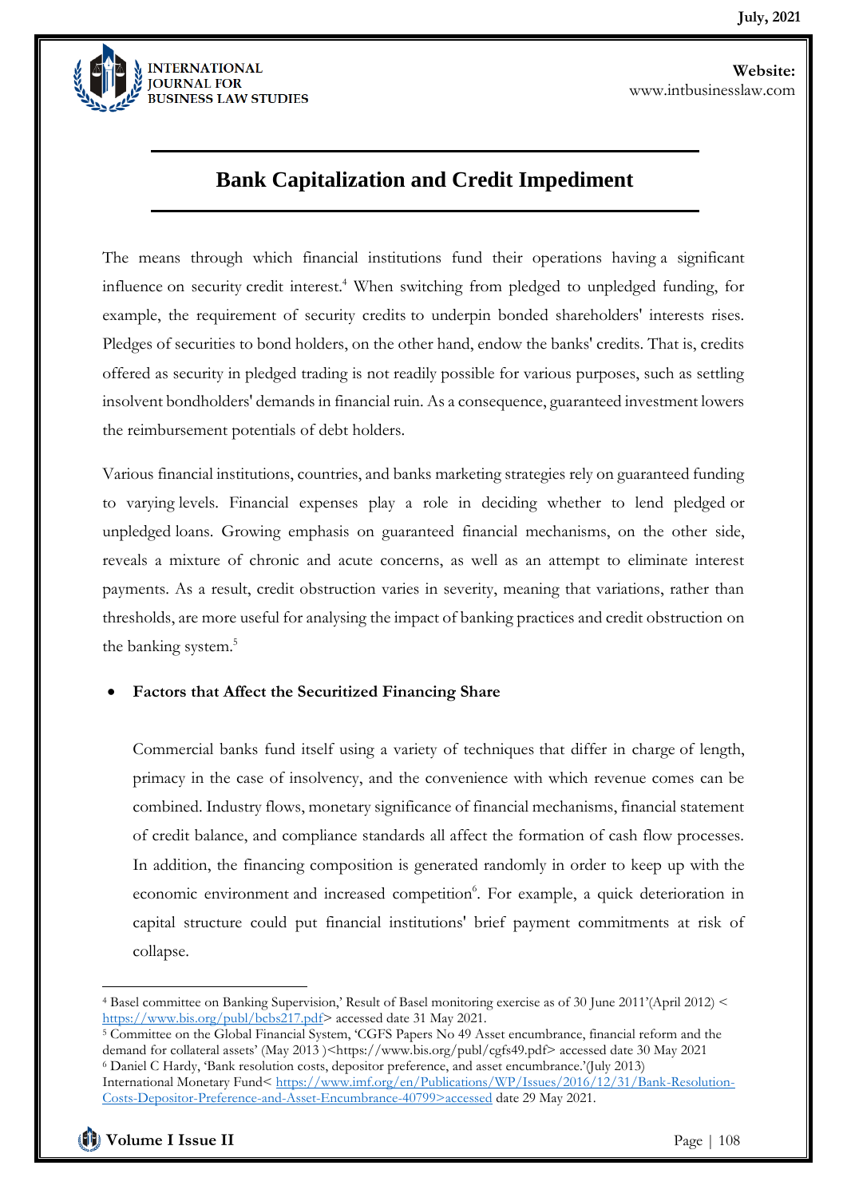## Bank Capitalization and Credit Impediment

The means through which financial institutions fund their operations having a significant influence on security credit interest.[4] When switching from pledged to unpledged funding, for example, the requirement of security credits to underpin bonded shareholders' interests rises. Pledges of securities to bond holders, on the other hand, endow the banks' credits. That is, credits offered as security in pledged trading is not readily possible for various purposes, such as settling insolvent bondholders' demands in financial ruin. As a consequence, guaranteed investment lowers the reimbursement potentials of debt holders.

Various financial institutions, countries, and banks marketing strategies rely on guaranteed funding to varying levels. Financial expenses play a role in deciding whether to lend pledged or unpledged loans. Growing emphasis on guaranteed financial mechanisms, on the other side, reveals a mixture of chronic and acute concerns, as well as an attempt to eliminate interest payments. As a result, credit obstruction varies in severity, meaning that variations, rather than thresholds, are more useful for analysing the impact of banking practices and credit obstruction on the banking system.[5]

- **Factors that Affect the Securitized Financing Share**

  Commercial banks fund itself using a variety of techniques that differ in charge of length, primacy in the case of insolvency, and the convenience with which revenue comes can be combined. Industry flows, monetary significance of financial mechanisms, financial statement of credit balance, and compliance standards all affect the formation of cash flow processes. In addition, the financing composition is generated randomly in order to keep up with the economic environment and increased competition[6]. For example, a quick deterioration in capital structure could put financial institutions' brief payment commitments at risk of collapse.

---

[4] Basel committee on Banking Supervision,' Result of Basel monitoring exercise as of 30 June 2011'(April 2012) < https://www.bis.org/publ/bcbs217.pdf> accessed date 31 May 2021.

[5] Committee on the Global Financial System, 'CGFS Papers No 49 Asset encumbrance, financial reform and the demand for collateral assets' (May 2013 )<https://www.bis.org/publ/cgfs49.pdf> accessed date 30 May 2021

[6] Daniel C Hardy, 'Bank resolution costs, depositor preference, and asset encumbrance.'(July 2013) International Monetary Fund< https://www.imf.org/en/Publications/WP/Issues/2016/12/31/Bank-Resolution-Costs-Depositor-Preference-and-Asset-Encumbrance-40799>accessed date 29 May 2021.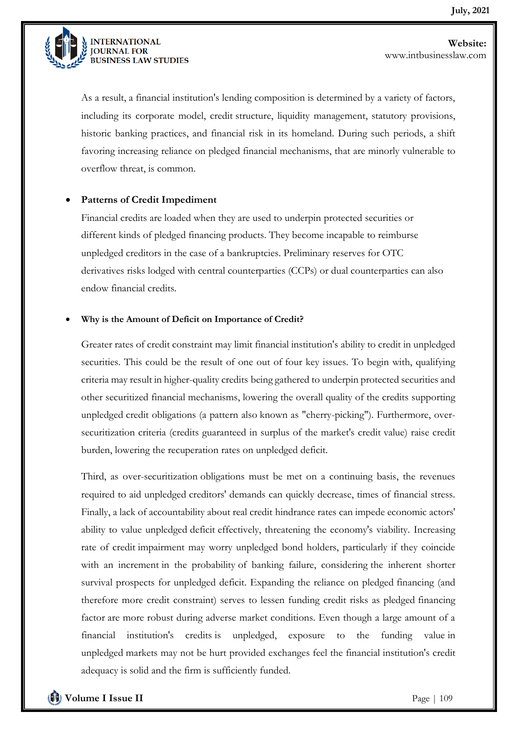As a result, a financial institution's lending composition is determined by a variety of factors, including its corporate model, credit structure, liquidity management, statutory provisions, historic banking practices, and financial risk in its homeland. During such periods, a shift favoring increasing reliance on pledged financial mechanisms, that are minorly vulnerable to overflow threat, is common.

- **Patterns of Credit Impediment**

  Financial credits are loaded when they are used to underpin protected securities or different kinds of pledged financing products. They become incapable to reimburse unpledged creditors in the case of a bankruptcies. Preliminary reserves for OTC derivatives risks lodged with central counterparties (CCPs) or dual counterparties can also endow financial credits.

- **Why is the Amount of Deficit on Importance of Credit?**

  Greater rates of credit constraint may limit financial institution's ability to credit in unpledged securities. This could be the result of one out of four key issues. To begin with, qualifying criteria may result in higher-quality credits being gathered to underpin protected securities and other securitized financial mechanisms, lowering the overall quality of the credits supporting unpledged credit obligations (a pattern also known as "cherry-picking"). Furthermore, over-securitization criteria (credits guaranteed in surplus of the market's credit value) raise credit burden, lowering the recuperation rates on unpledged deficit.

  Third, as over-securitization obligations must be met on a continuing basis, the revenues required to aid unpledged creditors' demands can quickly decrease, times of financial stress. Finally, a lack of accountability about real credit hindrance rates can impede economic actors' ability to value unpledged deficit effectively, threatening the economy's viability. Increasing rate of credit impairment may worry unpledged bond holders, particularly if they coincide with an increment in the probability of banking failure, considering the inherent shorter survival prospects for unpledged deficit. Expanding the reliance on pledged financing (and therefore more credit constraint) serves to lessen funding credit risks as pledged financing factor are more robust during adverse market conditions. Even though a large amount of a financial institution's credits is unpledged, exposure to the funding value in unpledged markets may not be hurt provided exchanges feel the financial institution's credit adequacy is solid and the firm is sufficiently funded.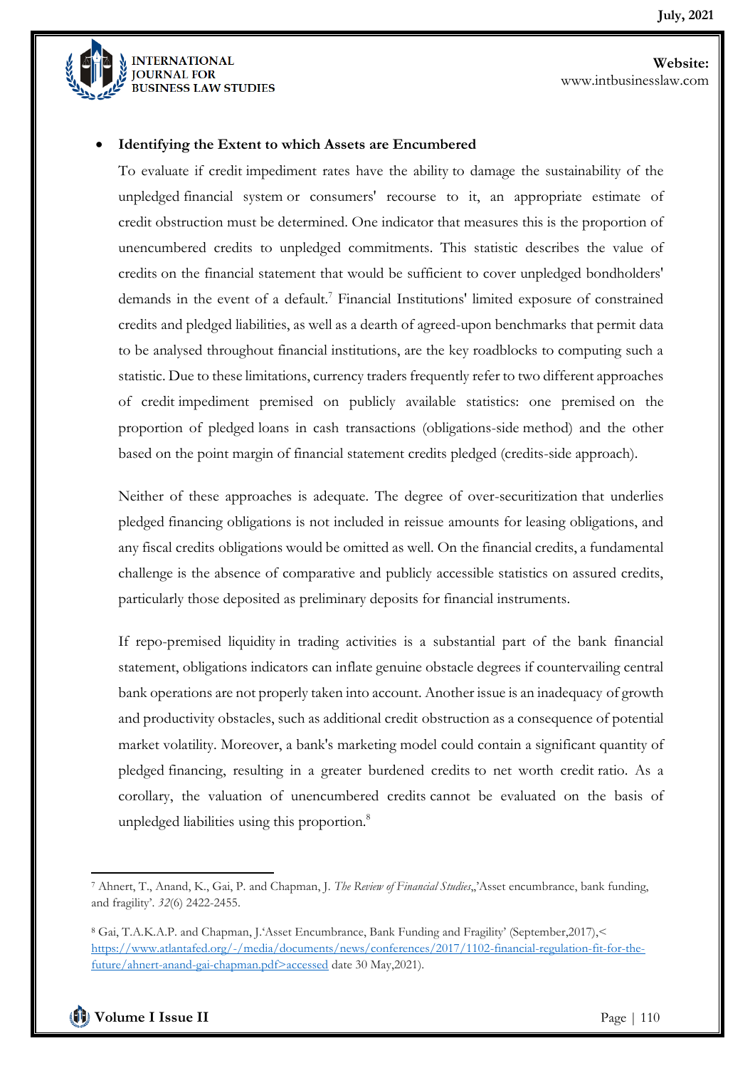- **Identifying the Extent to which Assets are Encumbered**

To evaluate if credit impediment rates have the ability to damage the sustainability of the unpledged financial system or consumers' recourse to it, an appropriate estimate of credit obstruction must be determined. One indicator that measures this is the proportion of unencumbered credits to unpledged commitments. This statistic describes the value of credits on the financial statement that would be sufficient to cover unpledged bondholders' demands in the event of a default.[7] Financial Institutions' limited exposure of constrained credits and pledged liabilities, as well as a dearth of agreed-upon benchmarks that permit data to be analysed throughout financial institutions, are the key roadblocks to computing such a statistic. Due to these limitations, currency traders frequently refer to two different approaches of credit impediment premised on publicly available statistics: one premised on the proportion of pledged loans in cash transactions (obligations-side method) and the other based on the point margin of financial statement credits pledged (credits-side approach).

Neither of these approaches is adequate. The degree of over-securitization that underlies pledged financing obligations is not included in reissue amounts for leasing obligations, and any fiscal credits obligations would be omitted as well. On the financial credits, a fundamental challenge is the absence of comparative and publicly accessible statistics on assured credits, particularly those deposited as preliminary deposits for financial instruments.

If repo-premised liquidity in trading activities is a substantial part of the bank financial statement, obligations indicators can inflate genuine obstacle degrees if countervailing central bank operations are not properly taken into account. Another issue is an inadequacy of growth and productivity obstacles, such as additional credit obstruction as a consequence of potential market volatility. Moreover, a bank's marketing model could contain a significant quantity of pledged financing, resulting in a greater burdened credits to net worth credit ratio. As a corollary, the valuation of unencumbered credits cannot be evaluated on the basis of unpledged liabilities using this proportion.[8]

---

[7] Ahnert, T., Anand, K., Gai, P. and Chapman, J. *The Review of Financial Studies*,,'Asset encumbrance, bank funding, and fragility'. *32*(6) 2422-2455.

[8] Gai, T.A.K.A.P. and Chapman, J.'Asset Encumbrance, Bank Funding and Fragility' (September,2017),< https://www.atlantafed.org/-/media/documents/news/conferences/2017/1102-financial-regulation-fit-for-the-future/ahnert-anand-gai-chapman.pdf>accessed date 30 May,2021).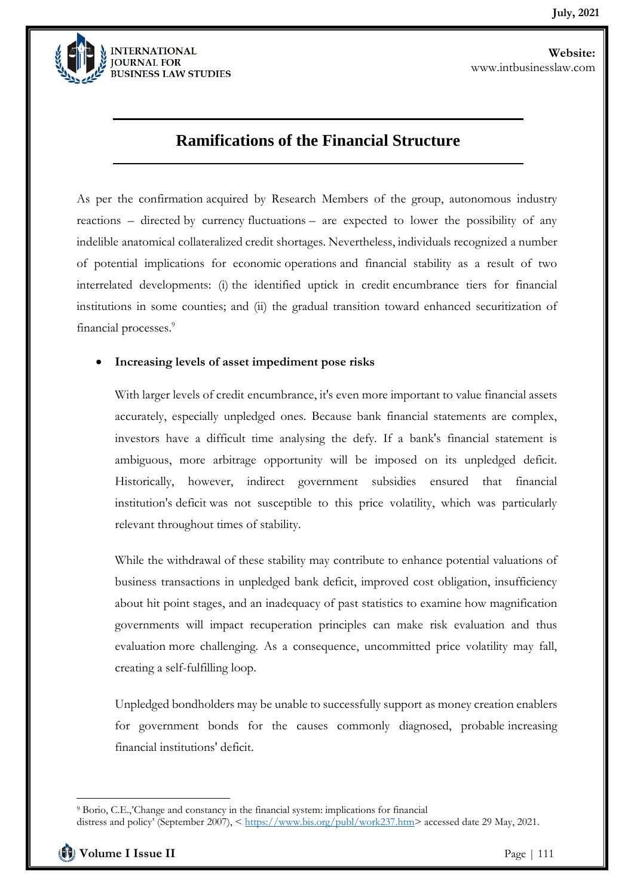## Ramifications of the Financial Structure

As per the confirmation acquired by Research Members of the group, autonomous industry reactions – directed by currency fluctuations – are expected to lower the possibility of any indelible anatomical collateralized credit shortages. Nevertheless, individuals recognized a number of potential implications for economic operations and financial stability as a result of two interrelated developments: (i) the identified uptick in credit encumbrance tiers for financial institutions in some counties; and (ii) the gradual transition toward enhanced securitization of financial processes.[9]

- **Increasing levels of asset impediment pose risks**

  With larger levels of credit encumbrance, it's even more important to value financial assets accurately, especially unpledged ones. Because bank financial statements are complex, investors have a difficult time analysing the defy. If a bank's financial statement is ambiguous, more arbitrage opportunity will be imposed on its unpledged deficit. Historically, however, indirect government subsidies ensured that financial institution's deficit was not susceptible to this price volatility, which was particularly relevant throughout times of stability.

  While the withdrawal of these stability may contribute to enhance potential valuations of business transactions in unpledged bank deficit, improved cost obligation, insufficiency about hit point stages, and an inadequacy of past statistics to examine how magnification governments will impact recuperation principles can make risk evaluation and thus evaluation more challenging. As a consequence, uncommitted price volatility may fall, creating a self-fulfilling loop.

  Unpledged bondholders may be unable to successfully support as money creation enablers for government bonds for the causes commonly diagnosed, probable increasing financial institutions' deficit.

---

[9] Borio, C.E.,'Change and constancy in the financial system: implications for financial distress and policy' (September 2007), < https://www.bis.org/publ/work237.htm> accessed date 29 May, 2021.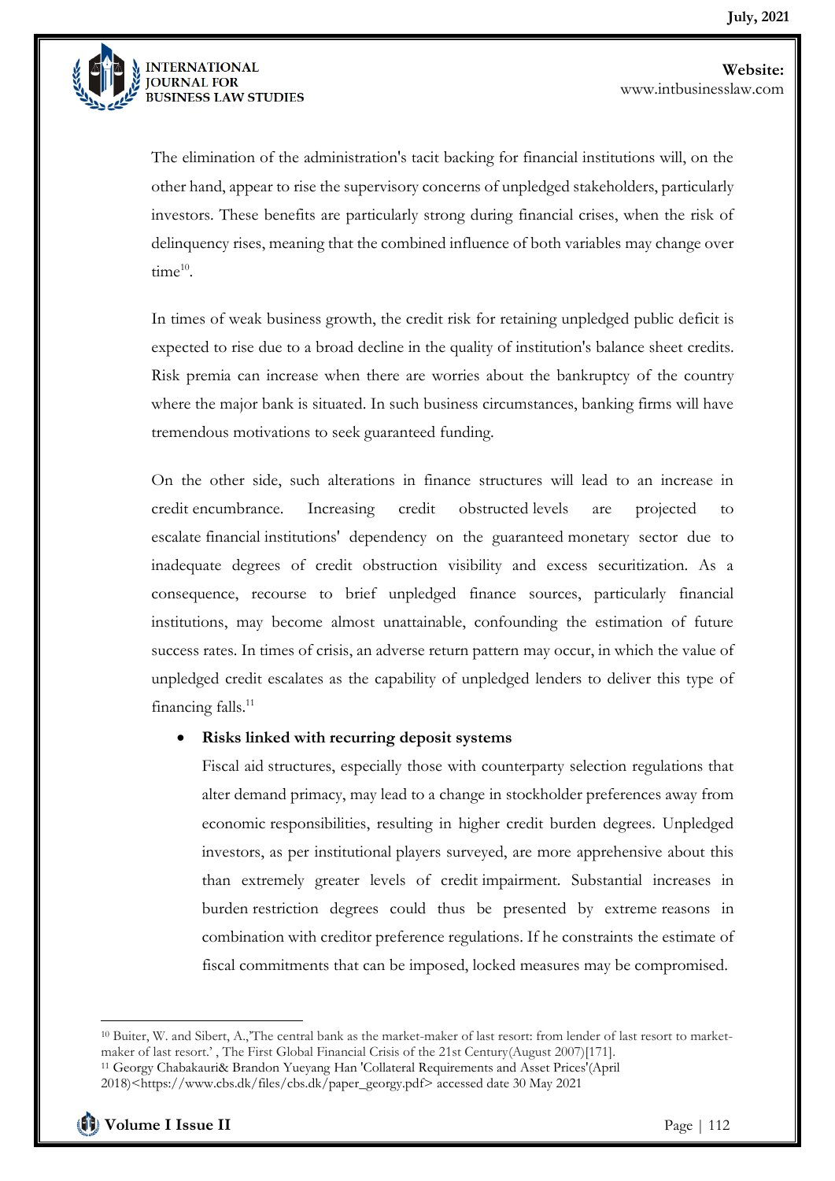The elimination of the administration's tacit backing for financial institutions will, on the other hand, appear to rise the supervisory concerns of unpledged stakeholders, particularly investors. These benefits are particularly strong during financial crises, when the risk of delinquency rises, meaning that the combined influence of both variables may change over time[10].

In times of weak business growth, the credit risk for retaining unpledged public deficit is expected to rise due to a broad decline in the quality of institution's balance sheet credits. Risk premia can increase when there are worries about the bankruptcy of the country where the major bank is situated. In such business circumstances, banking firms will have tremendous motivations to seek guaranteed funding.

On the other side, such alterations in finance structures will lead to an increase in credit encumbrance. Increasing credit obstructed levels are projected to escalate financial institutions' dependency on the guaranteed monetary sector due to inadequate degrees of credit obstruction visibility and excess securitization. As a consequence, recourse to brief unpledged finance sources, particularly financial institutions, may become almost unattainable, confounding the estimation of future success rates. In times of crisis, an adverse return pattern may occur, in which the value of unpledged credit escalates as the capability of unpledged lenders to deliver this type of financing falls.[11]

- **Risks linked with recurring deposit systems**

  Fiscal aid structures, especially those with counterparty selection regulations that alter demand primacy, may lead to a change in stockholder preferences away from economic responsibilities, resulting in higher credit burden degrees. Unpledged investors, as per institutional players surveyed, are more apprehensive about this than extremely greater levels of credit impairment. Substantial increases in burden restriction degrees could thus be presented by extreme reasons in combination with creditor preference regulations. If he constraints the estimate of fiscal commitments that can be imposed, locked measures may be compromised.

---

[10] Buiter, W. and Sibert, A.,'The central bank as the market-maker of last resort: from lender of last resort to market-maker of last resort.' , The First Global Financial Crisis of the 21st Century(August 2007)[171].

[11] Georgy Chabakauri& Brandon Yueyang Han 'Collateral Requirements and Asset Prices'(April 2018)<https://www.cbs.dk/files/cbs.dk/paper_georgy.pdf> accessed date 30 May 2021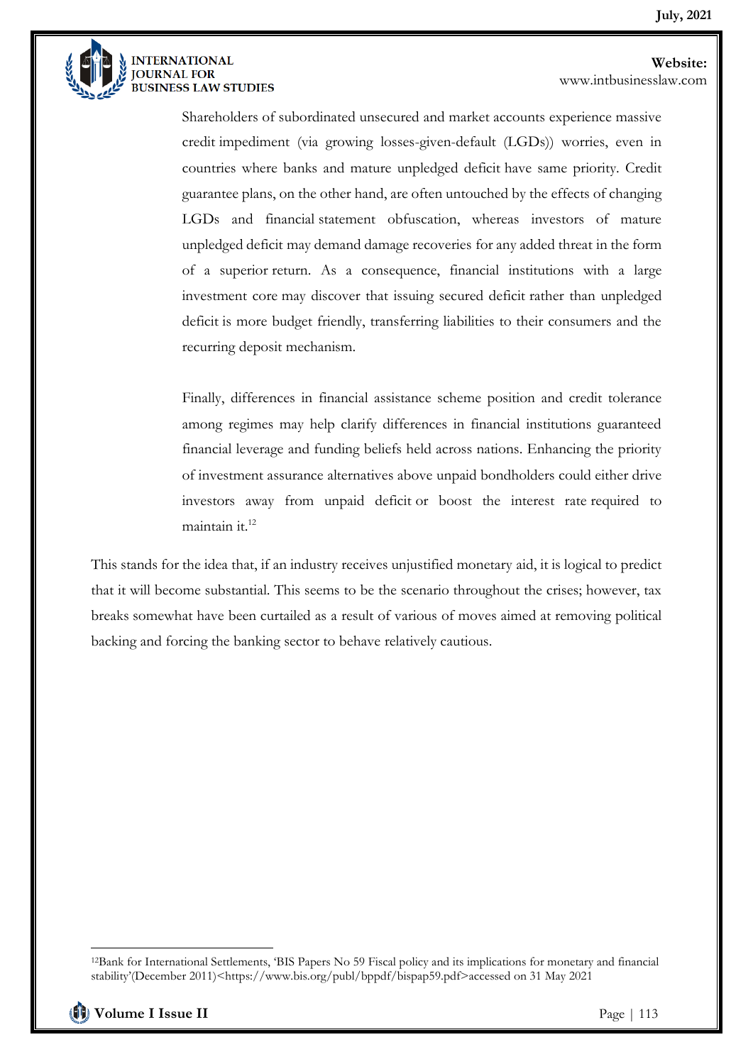> Shareholders of subordinated unsecured and market accounts experience massive credit impediment (via growing losses-given-default (LGDs)) worries, even in countries where banks and mature unpledged deficit have same priority. Credit guarantee plans, on the other hand, are often untouched by the effects of changing LGDs and financial statement obfuscation, whereas investors of mature unpledged deficit may demand damage recoveries for any added threat in the form of a superior return. As a consequence, financial institutions with a large investment core may discover that issuing secured deficit rather than unpledged deficit is more budget friendly, transferring liabilities to their consumers and the recurring deposit mechanism.
>
> Finally, differences in financial assistance scheme position and credit tolerance among regimes may help clarify differences in financial institutions guaranteed financial leverage and funding beliefs held across nations. Enhancing the priority of investment assurance alternatives above unpaid bondholders could either drive investors away from unpaid deficit or boost the interest rate required to maintain it.[12]

This stands for the idea that, if an industry receives unjustified monetary aid, it is logical to predict that it will become substantial. This seems to be the scenario throughout the crises; however, tax breaks somewhat have been curtailed as a result of various of moves aimed at removing political backing and forcing the banking sector to behave relatively cautious.

---

[12] Bank for International Settlements, 'BIS Papers No 59 Fiscal policy and its implications for monetary and financial stability'(December 2011)<https://www.bis.org/publ/bppdf/bispap59.pdf>accessed on 31 May 2021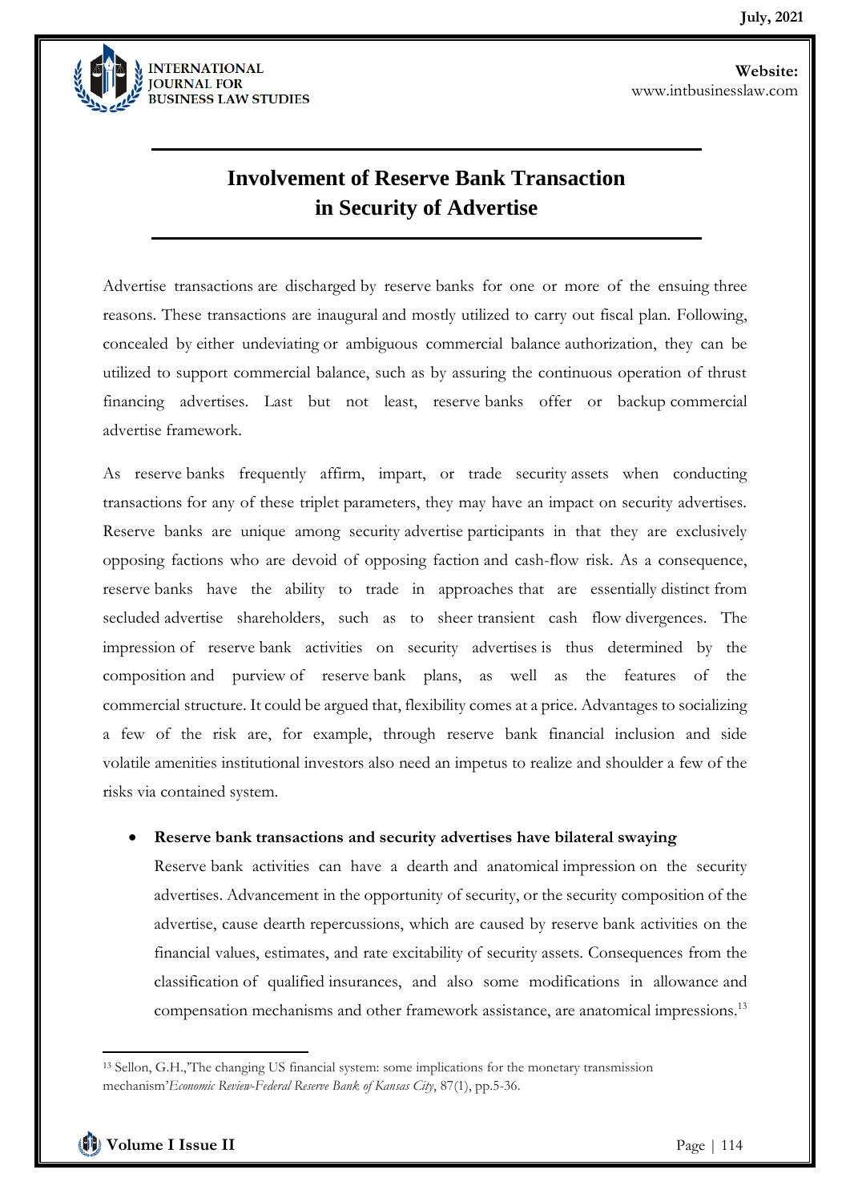## Involvement of Reserve Bank Transaction in Security of Advertise

Advertise transactions are discharged by reserve banks for one or more of the ensuing three reasons. These transactions are inaugural and mostly utilized to carry out fiscal plan. Following, concealed by either undeviating or ambiguous commercial balance authorization, they can be utilized to support commercial balance, such as by assuring the continuous operation of thrust financing advertises. Last but not least, reserve banks offer or backup commercial advertise framework.

As reserve banks frequently affirm, impart, or trade security assets when conducting transactions for any of these triplet parameters, they may have an impact on security advertises. Reserve banks are unique among security advertise participants in that they are exclusively opposing factions who are devoid of opposing faction and cash-flow risk. As a consequence, reserve banks have the ability to trade in approaches that are essentially distinct from secluded advertise shareholders, such as to sheer transient cash flow divergences. The impression of reserve bank activities on security advertises is thus determined by the composition and purview of reserve bank plans, as well as the features of the commercial structure. It could be argued that, flexibility comes at a price. Advantages to socializing a few of the risk are, for example, through reserve bank financial inclusion and side volatile amenities institutional investors also need an impetus to realize and shoulder a few of the risks via contained system.

- **Reserve bank transactions and security advertises have bilateral swaying**

  Reserve bank activities can have a dearth and anatomical impression on the security advertises. Advancement in the opportunity of security, or the security composition of the advertise, cause dearth repercussions, which are caused by reserve bank activities on the financial values, estimates, and rate excitability of security assets. Consequences from the classification of qualified insurances, and also some modifications in allowance and compensation mechanisms and other framework assistance, are anatomical impressions.[13]

[13] Sellon, G.H.,'The changing US financial system: some implications for the monetary transmission mechanism'*Economic Review-Federal Reserve Bank of Kansas City*, 87(1), pp.5-36.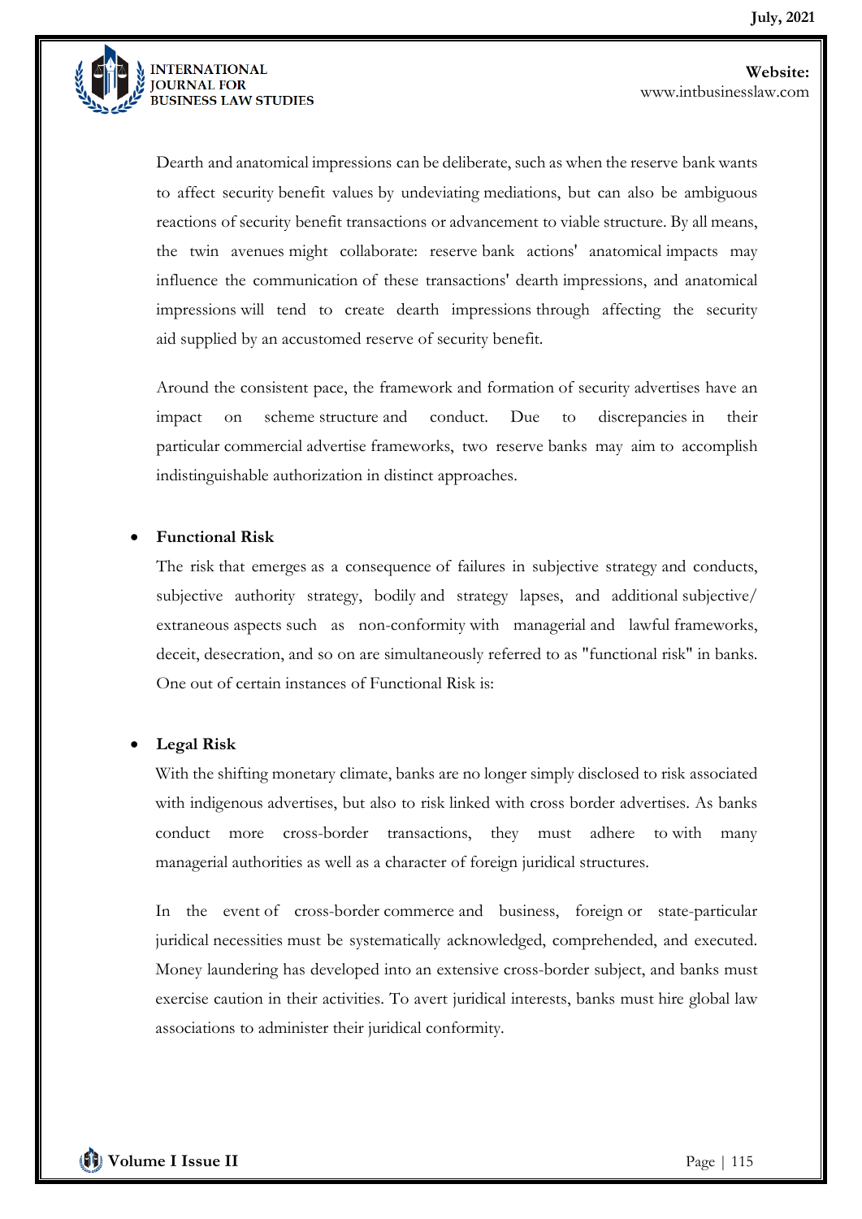Dearth and anatomical impressions can be deliberate, such as when the reserve bank wants to affect security benefit values by undeviating mediations, but can also be ambiguous reactions of security benefit transactions or advancement to viable structure. By all means, the twin avenues might collaborate: reserve bank actions' anatomical impacts may influence the communication of these transactions' dearth impressions, and anatomical impressions will tend to create dearth impressions through affecting the security aid supplied by an accustomed reserve of security benefit.

Around the consistent pace, the framework and formation of security advertises have an impact on scheme structure and conduct. Due to discrepancies in their particular commercial advertise frameworks, two reserve banks may aim to accomplish indistinguishable authorization in distinct approaches.

- **Functional Risk**

  The risk that emerges as a consequence of failures in subjective strategy and conducts, subjective authority strategy, bodily and strategy lapses, and additional subjective/ extraneous aspects such as non-conformity with managerial and lawful frameworks, deceit, desecration, and so on are simultaneously referred to as "functional risk" in banks. One out of certain instances of Functional Risk is:

- **Legal Risk**

  With the shifting monetary climate, banks are no longer simply disclosed to risk associated with indigenous advertises, but also to risk linked with cross border advertises. As banks conduct more cross-border transactions, they must adhere to with many managerial authorities as well as a character of foreign juridical structures.

  In the event of cross-border commerce and business, foreign or state-particular juridical necessities must be systematically acknowledged, comprehended, and executed. Money laundering has developed into an extensive cross-border subject, and banks must exercise caution in their activities. To avert juridical interests, banks must hire global law associations to administer their juridical conformity.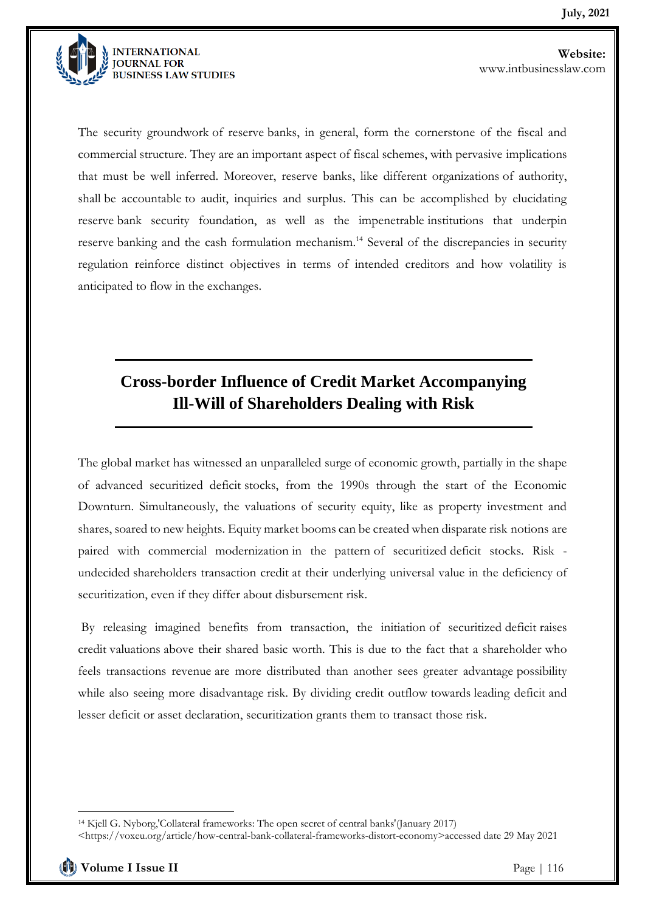The security groundwork of reserve banks, in general, form the cornerstone of the fiscal and commercial structure. They are an important aspect of fiscal schemes, with pervasive implications that must be well inferred. Moreover, reserve banks, like different organizations of authority, shall be accountable to audit, inquiries and surplus. This can be accomplished by elucidating reserve bank security foundation, as well as the impenetrable institutions that underpin reserve banking and the cash formulation mechanism.[14] Several of the discrepancies in security regulation reinforce distinct objectives in terms of intended creditors and how volatility is anticipated to flow in the exchanges.

## Cross-border Influence of Credit Market Accompanying Ill-Will of Shareholders Dealing with Risk

The global market has witnessed an unparalleled surge of economic growth, partially in the shape of advanced securitized deficit stocks, from the 1990s through the start of the Economic Downturn. Simultaneously, the valuations of security equity, like as property investment and shares, soared to new heights. Equity market booms can be created when disparate risk notions are paired with commercial modernization in the pattern of securitized deficit stocks. Risk - undecided shareholders transaction credit at their underlying universal value in the deficiency of securitization, even if they differ about disbursement risk.

By releasing imagined benefits from transaction, the initiation of securitized deficit raises credit valuations above their shared basic worth. This is due to the fact that a shareholder who feels transactions revenue are more distributed than another sees greater advantage possibility while also seeing more disadvantage risk. By dividing credit outflow towards leading deficit and lesser deficit or asset declaration, securitization grants them to transact those risk.

---

[14] Kjell G. Nyborg,'Collateral frameworks: The open secret of central banks'(January 2017) <https://voxeu.org/article/how-central-bank-collateral-frameworks-distort-economy>accessed date 29 May 2021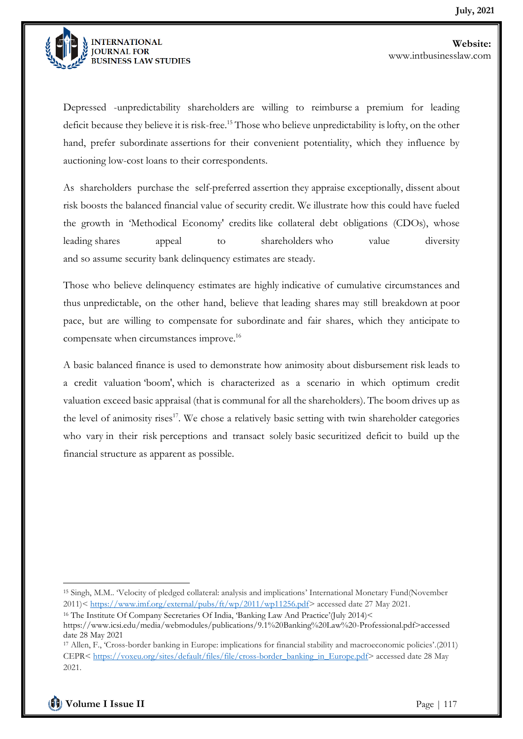Depressed -unpredictability shareholders are willing to reimburse a premium for leading deficit because they believe it is risk-free.[15] Those who believe unpredictability is lofty, on the other hand, prefer subordinate assertions for their convenient potentiality, which they influence by auctioning low-cost loans to their correspondents.

As shareholders purchase the self-preferred assertion they appraise exceptionally, dissent about risk boosts the balanced financial value of security credit. We illustrate how this could have fueled the growth in 'Methodical Economy' credits like collateral debt obligations (CDOs), whose leading shares appeal to shareholders who value diversity and so assume security bank delinquency estimates are steady.

Those who believe delinquency estimates are highly indicative of cumulative circumstances and thus unpredictable, on the other hand, believe that leading shares may still breakdown at poor pace, but are willing to compensate for subordinate and fair shares, which they anticipate to compensate when circumstances improve.[16]

A basic balanced finance is used to demonstrate how animosity about disbursement risk leads to a credit valuation 'boom', which is characterized as a scenario in which optimum credit valuation exceed basic appraisal (that is communal for all the shareholders). The boom drives up as the level of animosity rises[17]. We chose a relatively basic setting with twin shareholder categories who vary in their risk perceptions and transact solely basic securitized deficit to build up the financial structure as apparent as possible.

---

[15] Singh, M.M.. 'Velocity of pledged collateral: analysis and implications' International Monetary Fund(November 2011)< https://www.imf.org/external/pubs/ft/wp/2011/wp11256.pdf> accessed date 27 May 2021.

[16] The Institute Of Company Secretaries Of India, 'Banking Law And Practice'(July 2014)< https://www.icsi.edu/media/webmodules/publications/9.1%20Banking%20Law%20-Professional.pdf>accessed date 28 May 2021

[17] Allen, F., 'Cross-border banking in Europe: implications for financial stability and macroeconomic policies'.(2011) CEPR< https://voxeu.org/sites/default/files/file/cross-border_banking_in_Europe.pdf> accessed date 28 May 2021.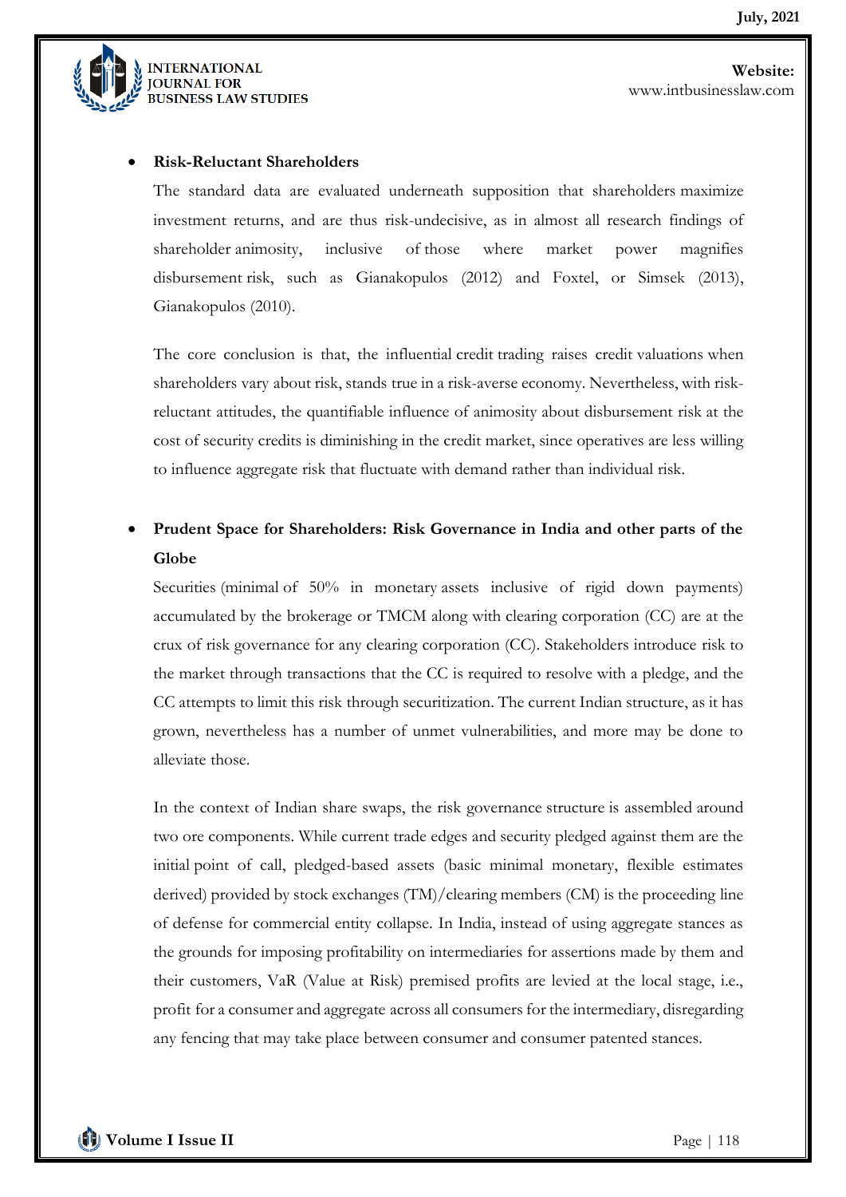- **Risk-Reluctant Shareholders**

  The standard data are evaluated underneath supposition that shareholders maximize investment returns, and are thus risk-undecisive, as in almost all research findings of shareholder animosity, inclusive of those where market power magnifies disbursement risk, such as Gianakopulos (2012) and Foxtel, or Simsek (2013), Gianakopulos (2010).

  The core conclusion is that, the influential credit trading raises credit valuations when shareholders vary about risk, stands true in a risk-averse economy. Nevertheless, with risk-reluctant attitudes, the quantifiable influence of animosity about disbursement risk at the cost of security credits is diminishing in the credit market, since operatives are less willing to influence aggregate risk that fluctuate with demand rather than individual risk.

- **Prudent Space for Shareholders: Risk Governance in India and other parts of the Globe**

  Securities (minimal of 50% in monetary assets inclusive of rigid down payments) accumulated by the brokerage or TMCM along with clearing corporation (CC) are at the crux of risk governance for any clearing corporation (CC). Stakeholders introduce risk to the market through transactions that the CC is required to resolve with a pledge, and the CC attempts to limit this risk through securitization. The current Indian structure, as it has grown, nevertheless has a number of unmet vulnerabilities, and more may be done to alleviate those.

  In the context of Indian share swaps, the risk governance structure is assembled around two ore components. While current trade edges and security pledged against them are the initial point of call, pledged-based assets (basic minimal monetary, flexible estimates derived) provided by stock exchanges (TM)/clearing members (CM) is the proceeding line of defense for commercial entity collapse. In India, instead of using aggregate stances as the grounds for imposing profitability on intermediaries for assertions made by them and their customers, VaR (Value at Risk) premised profits are levied at the local stage, i.e., profit for a consumer and aggregate across all consumers for the intermediary, disregarding any fencing that may take place between consumer and consumer patented stances.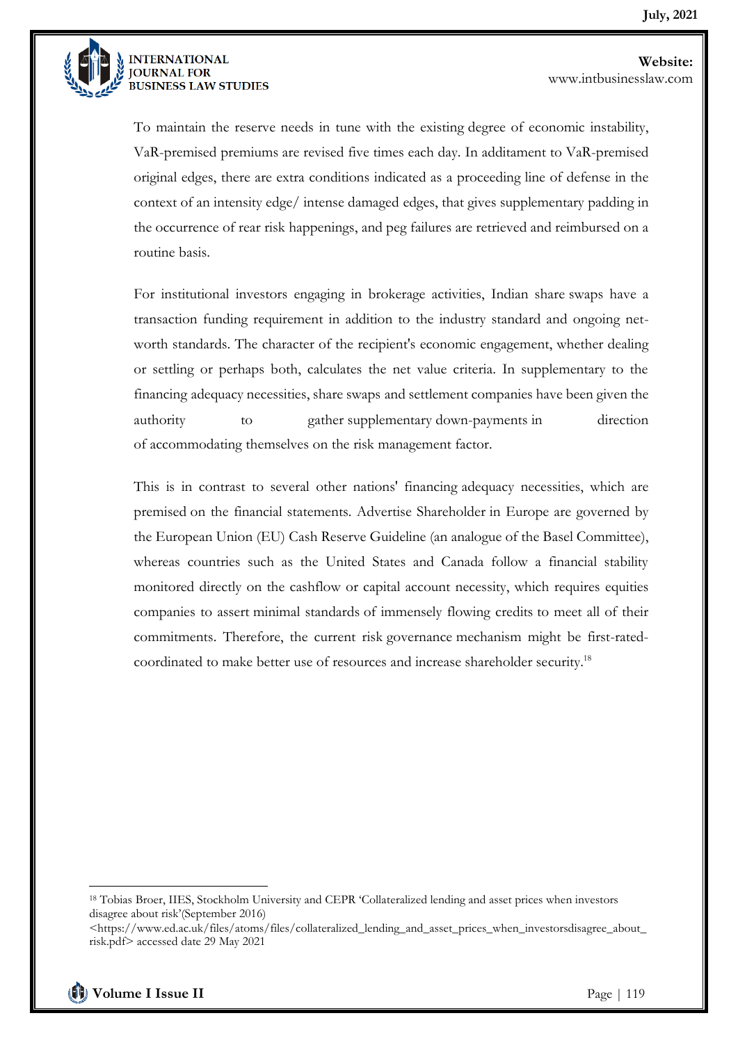To maintain the reserve needs in tune with the existing degree of economic instability, VaR-premised premiums are revised five times each day. In additament to VaR-premised original edges, there are extra conditions indicated as a proceeding line of defense in the context of an intensity edge/ intense damaged edges, that gives supplementary padding in the occurrence of rear risk happenings, and peg failures are retrieved and reimbursed on a routine basis.

For institutional investors engaging in brokerage activities, Indian share swaps have a transaction funding requirement in addition to the industry standard and ongoing net-worth standards. The character of the recipient's economic engagement, whether dealing or settling or perhaps both, calculates the net value criteria. In supplementary to the financing adequacy necessities, share swaps and settlement companies have been given the authority to gather supplementary down-payments in direction of accommodating themselves on the risk management factor.

This is in contrast to several other nations' financing adequacy necessities, which are premised on the financial statements. Advertise Shareholder in Europe are governed by the European Union (EU) Cash Reserve Guideline (an analogue of the Basel Committee), whereas countries such as the United States and Canada follow a financial stability monitored directly on the cashflow or capital account necessity, which requires equities companies to assert minimal standards of immensely flowing credits to meet all of their commitments. Therefore, the current risk governance mechanism might be first-rated-coordinated to make better use of resources and increase shareholder security.[18]

---

[18] Tobias Broer, IIES, Stockholm University and CEPR 'Collateralized lending and asset prices when investors disagree about risk'(September 2016) <https://www.ed.ac.uk/files/atoms/files/collateralized_lending_and_asset_prices_when_investorsdisagree_about_risk.pdf> accessed date 29 May 2021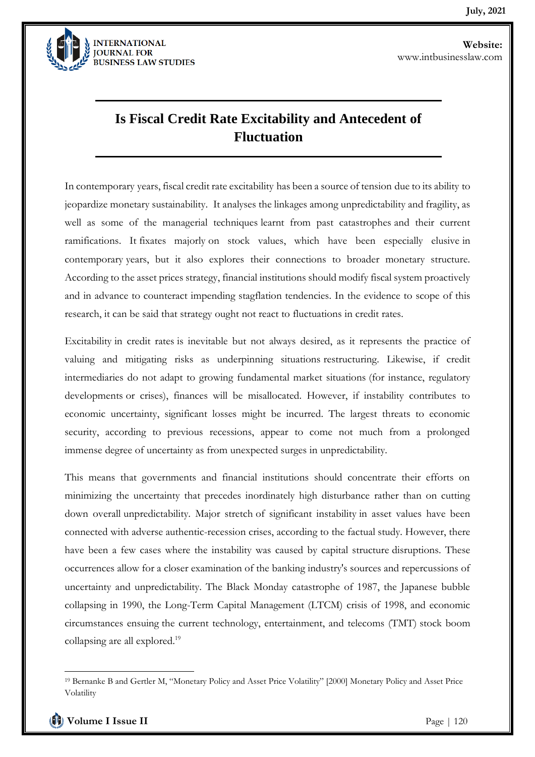## Is Fiscal Credit Rate Excitability and Antecedent of Fluctuation

In contemporary years, fiscal credit rate excitability has been a source of tension due to its ability to jeopardize monetary sustainability. It analyses the linkages among unpredictability and fragility, as well as some of the managerial techniques learnt from past catastrophes and their current ramifications. It fixates majorly on stock values, which have been especially elusive in contemporary years, but it also explores their connections to broader monetary structure. According to the asset prices strategy, financial institutions should modify fiscal system proactively and in advance to counteract impending stagflation tendencies. In the evidence to scope of this research, it can be said that strategy ought not react to fluctuations in credit rates.

Excitability in credit rates is inevitable but not always desired, as it represents the practice of valuing and mitigating risks as underpinning situations restructuring. Likewise, if credit intermediaries do not adapt to growing fundamental market situations (for instance, regulatory developments or crises), finances will be misallocated. However, if instability contributes to economic uncertainty, significant losses might be incurred. The largest threats to economic security, according to previous recessions, appear to come not much from a prolonged immense degree of uncertainty as from unexpected surges in unpredictability.

This means that governments and financial institutions should concentrate their efforts on minimizing the uncertainty that precedes inordinately high disturbance rather than on cutting down overall unpredictability. Major stretch of significant instability in asset values have been connected with adverse authentic-recession crises, according to the factual study. However, there have been a few cases where the instability was caused by capital structure disruptions. These occurrences allow for a closer examination of the banking industry's sources and repercussions of uncertainty and unpredictability. The Black Monday catastrophe of 1987, the Japanese bubble collapsing in 1990, the Long-Term Capital Management (LTCM) crisis of 1998, and economic circumstances ensuing the current technology, entertainment, and telecoms (TMT) stock boom collapsing are all explored.[19]

---

[19] Bernanke B and Gertler M, "Monetary Policy and Asset Price Volatility" [2000] Monetary Policy and Asset Price Volatility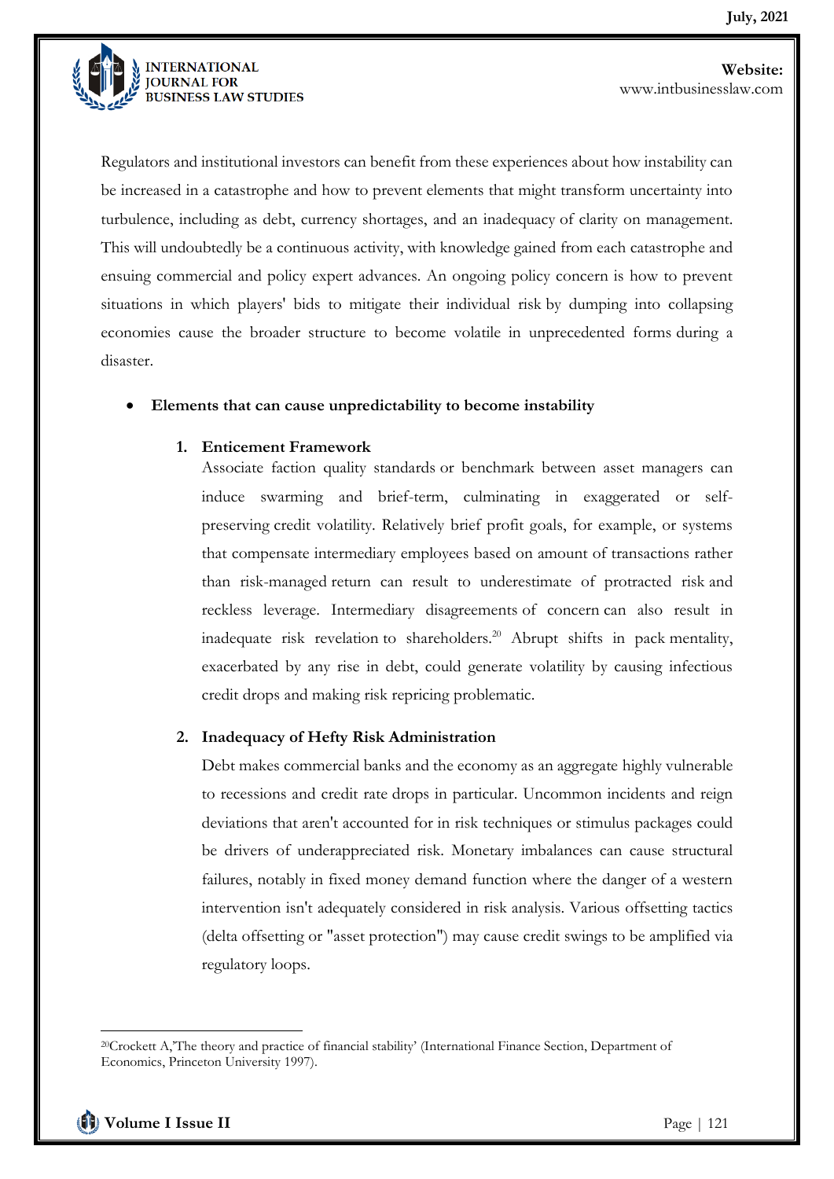Regulators and institutional investors can benefit from these experiences about how instability can be increased in a catastrophe and how to prevent elements that might transform uncertainty into turbulence, including as debt, currency shortages, and an inadequacy of clarity on management. This will undoubtedly be a continuous activity, with knowledge gained from each catastrophe and ensuing commercial and policy expert advances. An ongoing policy concern is how to prevent situations in which players' bids to mitigate their individual risk by dumping into collapsing economies cause the broader structure to become volatile in unprecedented forms during a disaster.

- **Elements that can cause unpredictability to become instability**

1. **Enticement Framework**

   Associate faction quality standards or benchmark between asset managers can induce swarming and brief-term, culminating in exaggerated or self-preserving credit volatility. Relatively brief profit goals, for example, or systems that compensate intermediary employees based on amount of transactions rather than risk-managed return can result to underestimate of protracted risk and reckless leverage. Intermediary disagreements of concern can also result in inadequate risk revelation to shareholders.[20] Abrupt shifts in pack mentality, exacerbated by any rise in debt, could generate volatility by causing infectious credit drops and making risk repricing problematic.

2. **Inadequacy of Hefty Risk Administration**

   Debt makes commercial banks and the economy as an aggregate highly vulnerable to recessions and credit rate drops in particular. Uncommon incidents and reign deviations that aren't accounted for in risk techniques or stimulus packages could be drivers of underappreciated risk. Monetary imbalances can cause structural failures, notably in fixed money demand function where the danger of a western intervention isn't adequately considered in risk analysis. Various offsetting tactics (delta offsetting or "asset protection") may cause credit swings to be amplified via regulatory loops.

---

[20] Crockett A,'The theory and practice of financial stability' (International Finance Section, Department of Economics, Princeton University 1997).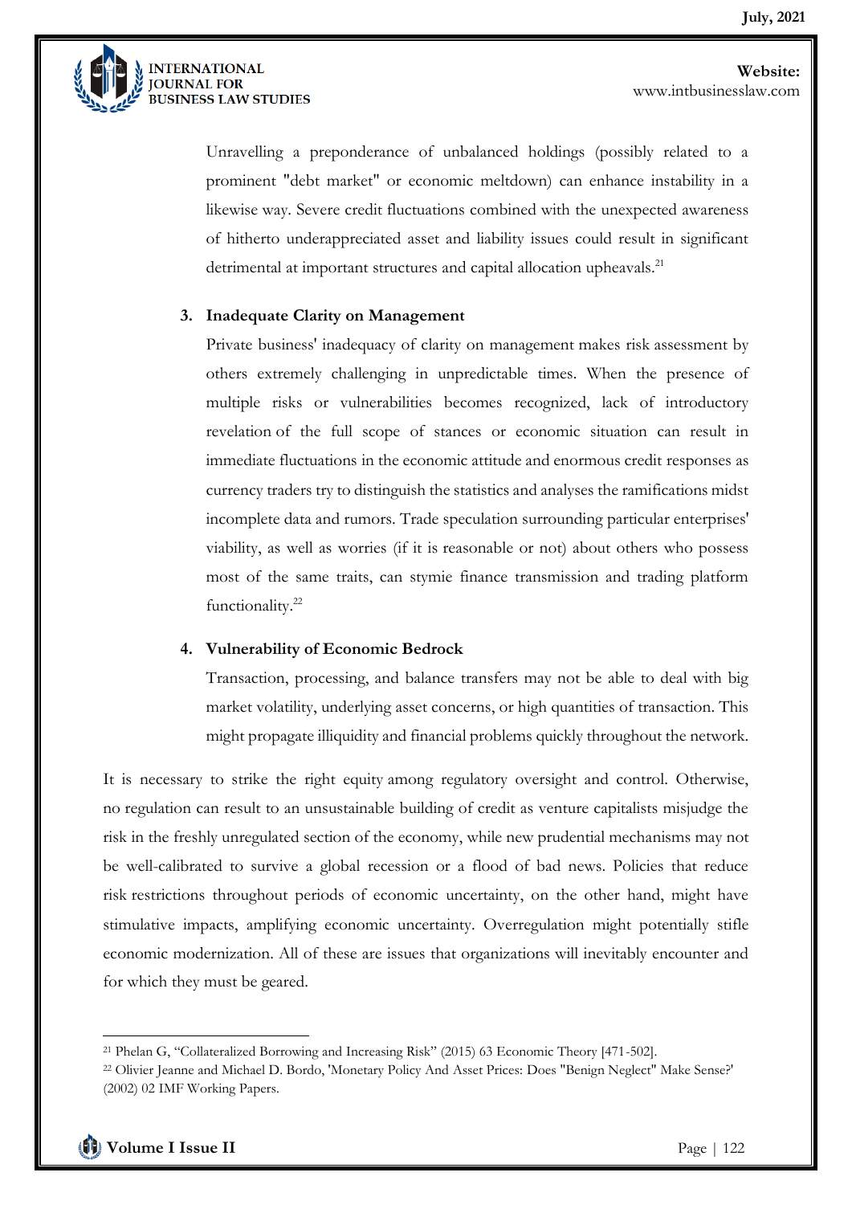Unravelling a preponderance of unbalanced holdings (possibly related to a prominent "debt market" or economic meltdown) can enhance instability in a likewise way. Severe credit fluctuations combined with the unexpected awareness of hitherto underappreciated asset and liability issues could result in significant detrimental at important structures and capital allocation upheavals.[21]

3. **Inadequate Clarity on Management**

   Private business' inadequacy of clarity on management makes risk assessment by others extremely challenging in unpredictable times. When the presence of multiple risks or vulnerabilities becomes recognized, lack of introductory revelation of the full scope of stances or economic situation can result in immediate fluctuations in the economic attitude and enormous credit responses as currency traders try to distinguish the statistics and analyses the ramifications midst incomplete data and rumors. Trade speculation surrounding particular enterprises' viability, as well as worries (if it is reasonable or not) about others who possess most of the same traits, can stymie finance transmission and trading platform functionality.[22]

4. **Vulnerability of Economic Bedrock**

   Transaction, processing, and balance transfers may not be able to deal with big market volatility, underlying asset concerns, or high quantities of transaction. This might propagate illiquidity and financial problems quickly throughout the network.

It is necessary to strike the right equity among regulatory oversight and control. Otherwise, no regulation can result to an unsustainable building of credit as venture capitalists misjudge the risk in the freshly unregulated section of the economy, while new prudential mechanisms may not be well-calibrated to survive a global recession or a flood of bad news. Policies that reduce risk restrictions throughout periods of economic uncertainty, on the other hand, might have stimulative impacts, amplifying economic uncertainty. Overregulation might potentially stifle economic modernization. All of these are issues that organizations will inevitably encounter and for which they must be geared.

---

[21] Phelan G, "Collateralized Borrowing and Increasing Risk" (2015) 63 Economic Theory [471-502].

[22] Olivier Jeanne and Michael D. Bordo, 'Monetary Policy And Asset Prices: Does "Benign Neglect" Make Sense?' (2002) 02 IMF Working Papers.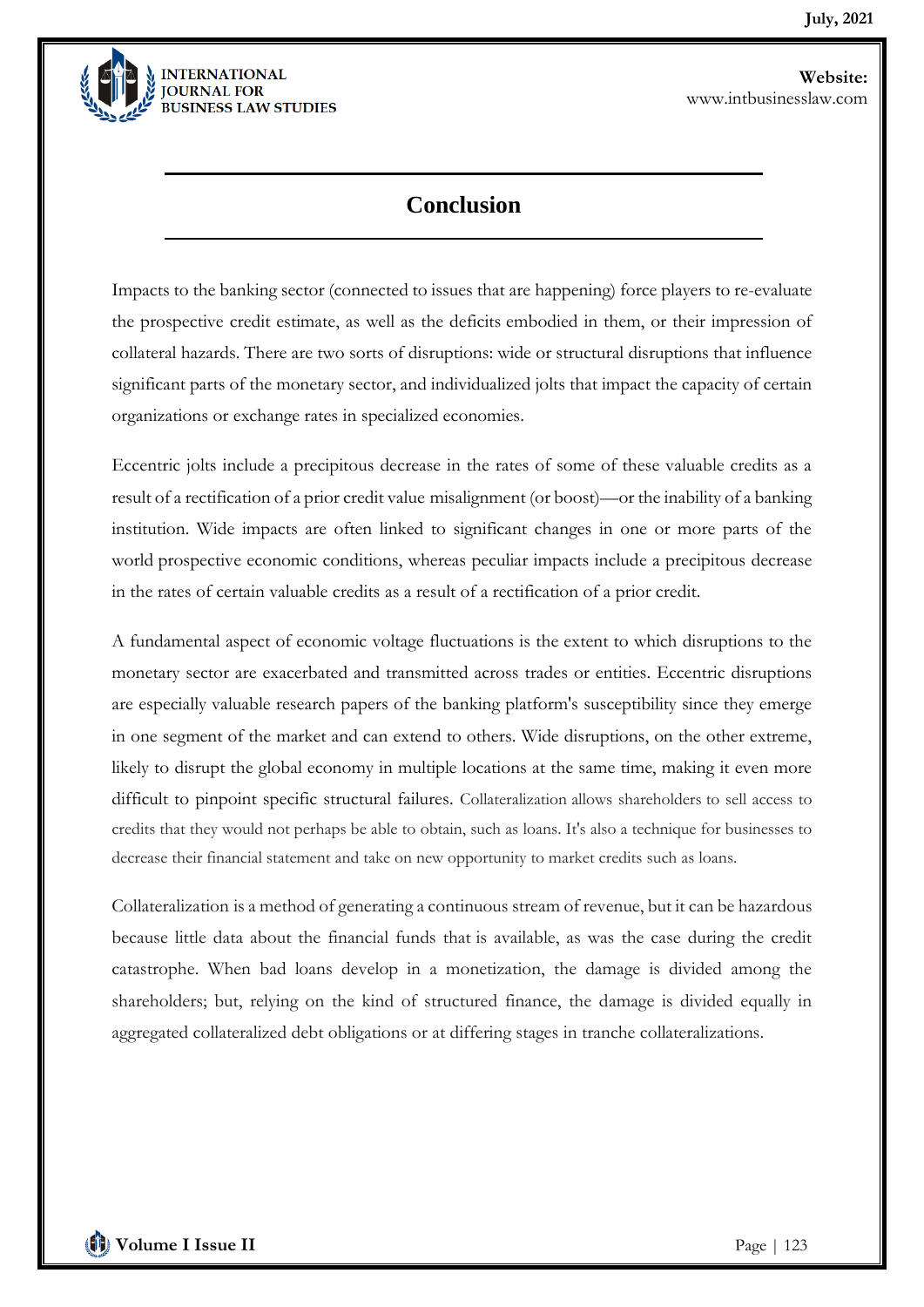# Conclusion

Impacts to the banking sector (connected to issues that are happening) force players to re-evaluate the prospective credit estimate, as well as the deficits embodied in them, or their impression of collateral hazards. There are two sorts of disruptions: wide or structural disruptions that influence significant parts of the monetary sector, and individualized jolts that impact the capacity of certain organizations or exchange rates in specialized economies.

Eccentric jolts include a precipitous decrease in the rates of some of these valuable credits as a result of a rectification of a prior credit value misalignment (or boost)—or the inability of a banking institution. Wide impacts are often linked to significant changes in one or more parts of the world prospective economic conditions, whereas peculiar impacts include a precipitous decrease in the rates of certain valuable credits as a result of a rectification of a prior credit.

A fundamental aspect of economic voltage fluctuations is the extent to which disruptions to the monetary sector are exacerbated and transmitted across trades or entities. Eccentric disruptions are especially valuable research papers of the banking platform's susceptibility since they emerge in one segment of the market and can extend to others. Wide disruptions, on the other extreme, likely to disrupt the global economy in multiple locations at the same time, making it even more difficult to pinpoint specific structural failures. Collateralization allows shareholders to sell access to credits that they would not perhaps be able to obtain, such as loans. It's also a technique for businesses to decrease their financial statement and take on new opportunity to market credits such as loans.

Collateralization is a method of generating a continuous stream of revenue, but it can be hazardous because little data about the financial funds that is available, as was the case during the credit catastrophe. When bad loans develop in a monetization, the damage is divided among the shareholders; but, relying on the kind of structured finance, the damage is divided equally in aggregated collateralized debt obligations or at differing stages in tranche collateralizations.